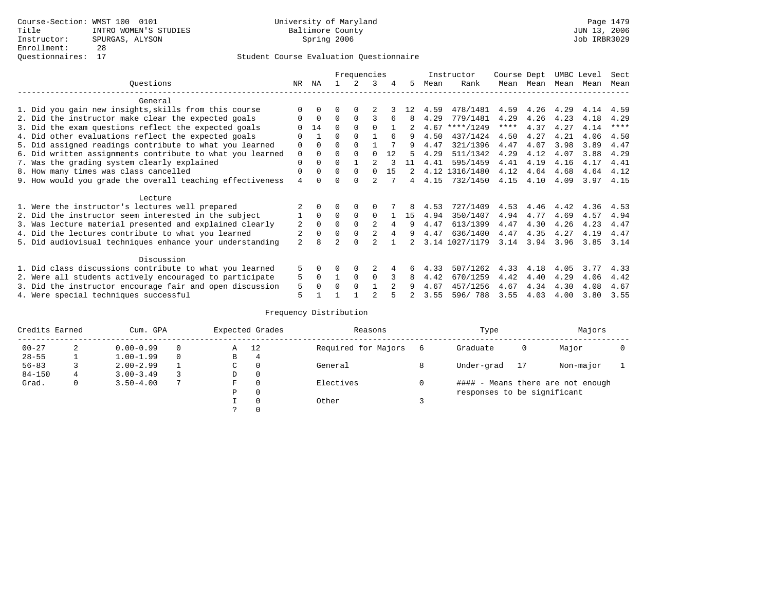Course-Section: WMST 100 0101
Title: INTRO WOMEN'S STUDIES
Instructor: SPURGAS, ALYSON
Enrollment: 28
Questionnaires: 17

University of Maryland
Baltimore County
Spring 2006

Page 1479
JUN 13, 2006
Job IRBR3029

Student Course Evaluation Questionnaire

| Questions | NR | NA | Frequencies 1 | 2 | 3 | 4 | 5 | Instructor Mean | Rank | Course Mean | Dept Mean | UMBC Mean | Level Mean | Sect Mean |
|---|---|---|---|---|---|---|---|---|---|---|---|---|---|---|
| **General** | | | | | | | | | | | | | | |
| 1. Did you gain new insights,skills from this course | 0 | 0 | 0 | 0 | 2 | 3 | 12 | 4.59 | 478/1481 | 4.59 | 4.26 | 4.29 | 4.14 | 4.59 |
| 2. Did the instructor make clear the expected goals | 0 | 0 | 0 | 0 | 3 | 6 | 8 | 4.29 | 779/1481 | 4.29 | 4.26 | 4.23 | 4.18 | 4.29 |
| 3. Did the exam questions reflect the expected goals | 0 | 14 | 0 | 0 | 0 | 1 | 2 | 4.67 | ****/1249 | **** | 4.37 | 4.27 | 4.14 | **** |
| 4. Did other evaluations reflect the expected goals | 0 | 1 | 0 | 0 | 1 | 6 | 9 | 4.50 | 437/1424 | 4.50 | 4.27 | 4.21 | 4.06 | 4.50 |
| 5. Did assigned readings contribute to what you learned | 0 | 0 | 0 | 0 | 1 | 7 | 9 | 4.47 | 321/1396 | 4.47 | 4.07 | 3.98 | 3.89 | 4.47 |
| 6. Did written assignments contribute to what you learned | 0 | 0 | 0 | 0 | 0 | 12 | 5 | 4.29 | 511/1342 | 4.29 | 4.12 | 4.07 | 3.88 | 4.29 |
| 7. Was the grading system clearly explained | 0 | 0 | 0 | 1 | 2 | 3 | 11 | 4.41 | 595/1459 | 4.41 | 4.19 | 4.16 | 4.17 | 4.41 |
| 8. How many times was class cancelled | 0 | 0 | 0 | 0 | 0 | 15 | 2 | 4.12 | 1316/1480 | 4.12 | 4.64 | 4.68 | 4.64 | 4.12 |
| 9. How would you grade the overall teaching effectiveness | 4 | 0 | 0 | 0 | 2 | 7 | 4 | 4.15 | 732/1450 | 4.15 | 4.10 | 4.09 | 3.97 | 4.15 |
| **Lecture** | | | | | | | | | | | | | | |
| 1. Were the instructor's lectures well prepared | 2 | 0 | 0 | 0 | 0 | 7 | 8 | 4.53 | 727/1409 | 4.53 | 4.46 | 4.42 | 4.36 | 4.53 |
| 2. Did the instructor seem interested in the subject | 1 | 0 | 0 | 0 | 0 | 1 | 15 | 4.94 | 350/1407 | 4.94 | 4.77 | 4.69 | 4.57 | 4.94 |
| 3. Was lecture material presented and explained clearly | 2 | 0 | 0 | 0 | 2 | 4 | 9 | 4.47 | 613/1399 | 4.47 | 4.30 | 4.26 | 4.23 | 4.47 |
| 4. Did the lectures contribute to what you learned | 2 | 0 | 0 | 0 | 2 | 4 | 9 | 4.47 | 636/1400 | 4.47 | 4.35 | 4.27 | 4.19 | 4.47 |
| 5. Did audiovisual techniques enhance your understanding | 2 | 8 | 2 | 0 | 2 | 1 | 2 | 3.14 | 1027/1179 | 3.14 | 3.94 | 3.96 | 3.85 | 3.14 |
| **Discussion** | | | | | | | | | | | | | | |
| 1. Did class discussions contribute to what you learned | 5 | 0 | 0 | 0 | 2 | 4 | 6 | 4.33 | 507/1262 | 4.33 | 4.18 | 4.05 | 3.77 | 4.33 |
| 2. Were all students actively encouraged to participate | 5 | 0 | 1 | 0 | 0 | 3 | 8 | 4.42 | 670/1259 | 4.42 | 4.40 | 4.29 | 4.06 | 4.42 |
| 3. Did the instructor encourage fair and open discussion | 5 | 0 | 0 | 0 | 1 | 2 | 9 | 4.67 | 457/1256 | 4.67 | 4.34 | 4.30 | 4.08 | 4.67 |
| 4. Were special techniques successful | 5 | 1 | 1 | 1 | 2 | 5 | 2 | 3.55 | 596/ 788 | 3.55 | 4.03 | 4.00 | 3.80 | 3.55 |

Frequency Distribution

| Credits Earned | | Cum. GPA | | Expected Grades | | Reasons | | Type | | Majors | |
|---|---|---|---|---|---|---|---|---|---|---|---|
| 00-27 | 2 | 0.00-0.99 | 0 | A | 12 | Required for Majors | 6 | Graduate | 0 | Major | 0 |
| 28-55 | 1 | 1.00-1.99 | 0 | B | 4 | | | | | | |
| 56-83 | 3 | 2.00-2.99 | 1 | C | 0 | General | 8 | Under-grad | 17 | Non-major | 1 |
| 84-150 | 4 | 3.00-3.49 | 3 | D | 0 | | | | | | |
| Grad. | 0 | 3.50-4.00 | 7 | F | 0 | Electives | 0 | #### - Means there are not enough responses to be significant | | | |
| | | | | P | 0 | | | | | | |
| | | | | I | 0 | Other | 3 | | | | |
| | | | | ? | 0 | | | | | | |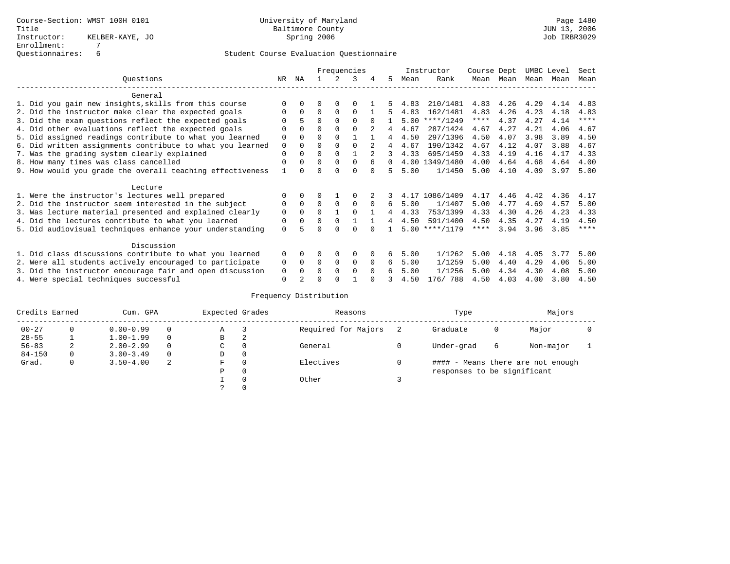Course-Section: WMST 100H 0101
Title
Instructor: KELBER-KAYE, JO
Enrollment: 7
Questionnaires: 6

University of Maryland
Baltimore County
Spring 2006

JUN 13, 2006
Job IRBR3029

## Student Course Evaluation Questionnaire

| Questions | NR | NA | 1 | 2 | 3 | 4 | 5 | Instructor Mean | Instructor Rank | Course Mean | Dept Mean | UMBC Mean | Level Mean | Sect Mean |
|---|---|---|---|---|---|---|---|---|---|---|---|---|---|---|
| **General** | | | | | | | | | | | | | | |
| 1. Did you gain new insights,skills from this course | 0 | 0 | 0 | 0 | 0 | 1 | 5 | 4.83 | 210/1481 | 4.83 | 4.26 | 4.29 | 4.14 | 4.83 |
| 2. Did the instructor make clear the expected goals | 0 | 0 | 0 | 0 | 0 | 1 | 5 | 4.83 | 162/1481 | 4.83 | 4.26 | 4.23 | 4.18 | 4.83 |
| 3. Did the exam questions reflect the expected goals | 0 | 5 | 0 | 0 | 0 | 0 | 1 | 5.00 | ****/1249 | **** | 4.37 | 4.27 | 4.14 | **** |
| 4. Did other evaluations reflect the expected goals | 0 | 0 | 0 | 0 | 0 | 2 | 4 | 4.67 | 287/1424 | 4.67 | 4.27 | 4.21 | 4.06 | 4.67 |
| 5. Did assigned readings contribute to what you learned | 0 | 0 | 0 | 0 | 1 | 1 | 4 | 4.50 | 297/1396 | 4.50 | 4.07 | 3.98 | 3.89 | 4.50 |
| 6. Did written assignments contribute to what you learned | 0 | 0 | 0 | 0 | 0 | 2 | 4 | 4.67 | 190/1342 | 4.67 | 4.12 | 4.07 | 3.88 | 4.67 |
| 7. Was the grading system clearly explained | 0 | 0 | 0 | 0 | 1 | 2 | 3 | 4.33 | 695/1459 | 4.33 | 4.19 | 4.16 | 4.17 | 4.33 |
| 8. How many times was class cancelled | 0 | 0 | 0 | 0 | 0 | 6 | 0 | 4.00 | 1349/1480 | 4.00 | 4.64 | 4.68 | 4.64 | 4.00 |
| 9. How would you grade the overall teaching effectiveness | 1 | 0 | 0 | 0 | 0 | 0 | 5 | 5.00 | 1/1450 | 5.00 | 4.10 | 4.09 | 3.97 | 5.00 |
| **Lecture** | | | | | | | | | | | | | | |
| 1. Were the instructor's lectures well prepared | 0 | 0 | 0 | 1 | 0 | 2 | 3 | 4.17 | 1086/1409 | 4.17 | 4.46 | 4.42 | 4.36 | 4.17 |
| 2. Did the instructor seem interested in the subject | 0 | 0 | 0 | 0 | 0 | 0 | 6 | 5.00 | 1/1407 | 5.00 | 4.77 | 4.69 | 4.57 | 5.00 |
| 3. Was lecture material presented and explained clearly | 0 | 0 | 0 | 1 | 0 | 1 | 4 | 4.33 | 753/1399 | 4.33 | 4.30 | 4.26 | 4.23 | 4.33 |
| 4. Did the lectures contribute to what you learned | 0 | 0 | 0 | 0 | 1 | 1 | 4 | 4.50 | 591/1400 | 4.50 | 4.35 | 4.27 | 4.19 | 4.50 |
| 5. Did audiovisual techniques enhance your understanding | 0 | 5 | 0 | 0 | 0 | 0 | 1 | 5.00 | ****/1179 | **** | 3.94 | 3.96 | 3.85 | **** |
| **Discussion** | | | | | | | | | | | | | | |
| 1. Did class discussions contribute to what you learned | 0 | 0 | 0 | 0 | 0 | 0 | 6 | 5.00 | 1/1262 | 5.00 | 4.18 | 4.05 | 3.77 | 5.00 |
| 2. Were all students actively encouraged to participate | 0 | 0 | 0 | 0 | 0 | 0 | 6 | 5.00 | 1/1259 | 5.00 | 4.40 | 4.29 | 4.06 | 5.00 |
| 3. Did the instructor encourage fair and open discussion | 0 | 0 | 0 | 0 | 0 | 0 | 6 | 5.00 | 1/1256 | 5.00 | 4.34 | 4.30 | 4.08 | 5.00 |
| 4. Were special techniques successful | 0 | 2 | 0 | 0 | 1 | 0 | 3 | 4.50 | 176/ 788 | 4.50 | 4.03 | 4.00 | 3.80 | 4.50 |

## Frequency Distribution

| Credits Earned | | Cum. GPA | | Expected Grades | | Reasons | | Type | | Majors | |
|---|---|---|---|---|---|---|---|---|---|---|---|
| 00-27 | 0 | 0.00-0.99 | 0 | A | 3 | Required for Majors | 2 | Graduate | 0 | Major | 0 |
| 28-55 | 1 | 1.00-1.99 | 0 | B | 2 | | | | | | |
| 56-83 | 2 | 2.00-2.99 | 0 | C | 0 | General | 0 | Under-grad | 6 | Non-major | 1 |
| 84-150 | 0 | 3.00-3.49 | 0 | D | 0 | | | | | | |
| Grad. | 0 | 3.50-4.00 | 2 | F | 0 | Electives | 0 | #### - Means there are not enough responses to be significant | | | |
| | | | | P | 0 | | | | | | |
| | | | | I | 0 | Other | 3 | | | | |
| | | | | ? | 0 | | | | | | |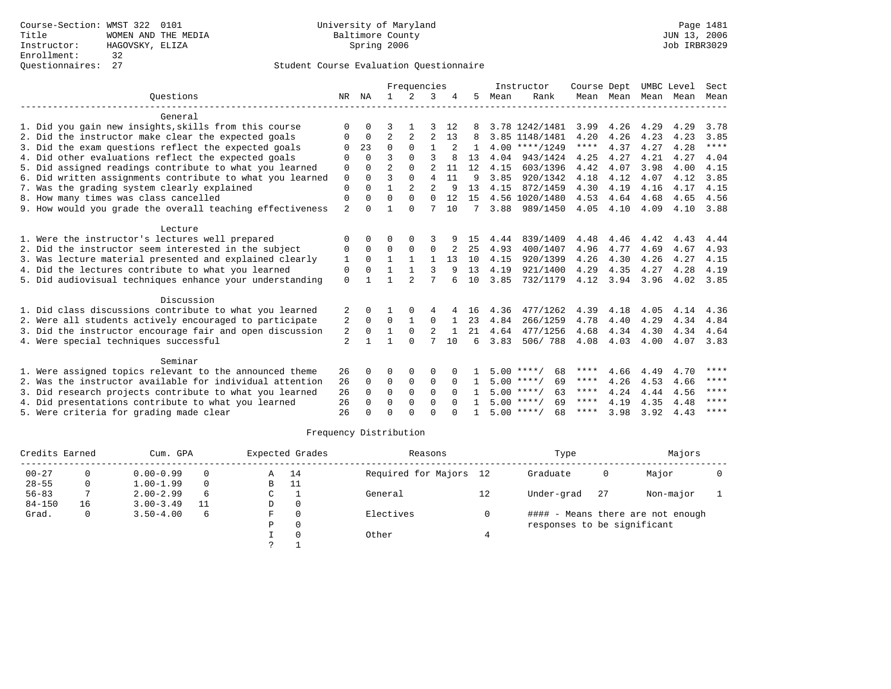Course-Section: WMST 322 0101
Title: WOMEN AND THE MEDIA
Instructor: HAGOVSKY, ELIZA
Enrollment: 32
Questionnaires: 27

University of Maryland
Baltimore County
Spring 2006

JUN 13, 2006
Job IRBR3029

## Student Course Evaluation Questionnaire

| Questions | NR | NA | 1 | 2 | 3 | 4 | 5 | Instructor Mean | Instructor Rank | Course Mean | Dept Mean | UMBC Mean | Level Mean | Sect Mean |
|---|---|---|---|---|---|---|---|---|---|---|---|---|---|---|
| **General** | | | | | | | | | | | | | | |
| 1. Did you gain new insights,skills from this course | 0 | 0 | 3 | 1 | 3 | 12 | 8 | 3.78 | 1242/1481 | 3.99 | 4.26 | 4.29 | 4.29 | 3.78 |
| 2. Did the instructor make clear the expected goals | 0 | 0 | 2 | 2 | 2 | 13 | 8 | 3.85 | 1148/1481 | 4.20 | 4.26 | 4.23 | 4.23 | 3.85 |
| 3. Did the exam questions reflect the expected goals | 0 | 23 | 0 | 0 | 1 | 2 | 1 | 4.00 | ****/1249 | **** | 4.37 | 4.27 | 4.28 | **** |
| 4. Did other evaluations reflect the expected goals | 0 | 0 | 3 | 0 | 3 | 8 | 13 | 4.04 | 943/1424 | 4.25 | 4.27 | 4.21 | 4.27 | 4.04 |
| 5. Did assigned readings contribute to what you learned | 0 | 0 | 2 | 0 | 2 | 11 | 12 | 4.15 | 603/1396 | 4.42 | 4.07 | 3.98 | 4.00 | 4.15 |
| 6. Did written assignments contribute to what you learned | 0 | 0 | 3 | 0 | 4 | 11 | 9 | 3.85 | 920/1342 | 4.18 | 4.12 | 4.07 | 4.12 | 3.85 |
| 7. Was the grading system clearly explained | 0 | 0 | 1 | 2 | 2 | 9 | 13 | 4.15 | 872/1459 | 4.30 | 4.19 | 4.16 | 4.17 | 4.15 |
| 8. How many times was class cancelled | 0 | 0 | 0 | 0 | 0 | 12 | 15 | 4.56 | 1020/1480 | 4.53 | 4.64 | 4.68 | 4.65 | 4.56 |
| 9. How would you grade the overall teaching effectiveness | 2 | 0 | 1 | 0 | 7 | 10 | 7 | 3.88 | 989/1450 | 4.05 | 4.10 | 4.09 | 4.10 | 3.88 |
| **Lecture** | | | | | | | | | | | | | | |
| 1. Were the instructor's lectures well prepared | 0 | 0 | 0 | 0 | 3 | 9 | 15 | 4.44 | 839/1409 | 4.48 | 4.46 | 4.42 | 4.43 | 4.44 |
| 2. Did the instructor seem interested in the subject | 0 | 0 | 0 | 0 | 0 | 2 | 25 | 4.93 | 400/1407 | 4.96 | 4.77 | 4.69 | 4.67 | 4.93 |
| 3. Was lecture material presented and explained clearly | 1 | 0 | 1 | 1 | 1 | 13 | 10 | 4.15 | 920/1399 | 4.26 | 4.30 | 4.26 | 4.27 | 4.15 |
| 4. Did the lectures contribute to what you learned | 0 | 0 | 1 | 1 | 3 | 9 | 13 | 4.19 | 921/1400 | 4.29 | 4.35 | 4.27 | 4.28 | 4.19 |
| 5. Did audiovisual techniques enhance your understanding | 0 | 1 | 1 | 2 | 7 | 6 | 10 | 3.85 | 732/1179 | 4.12 | 3.94 | 3.96 | 4.02 | 3.85 |
| **Discussion** | | | | | | | | | | | | | | |
| 1. Did class discussions contribute to what you learned | 2 | 0 | 1 | 0 | 4 | 4 | 16 | 4.36 | 477/1262 | 4.39 | 4.18 | 4.05 | 4.14 | 4.36 |
| 2. Were all students actively encouraged to participate | 2 | 0 | 0 | 1 | 0 | 1 | 23 | 4.84 | 266/1259 | 4.78 | 4.40 | 4.29 | 4.34 | 4.84 |
| 3. Did the instructor encourage fair and open discussion | 2 | 0 | 1 | 0 | 2 | 1 | 21 | 4.64 | 477/1256 | 4.68 | 4.34 | 4.30 | 4.34 | 4.64 |
| 4. Were special techniques successful | 2 | 1 | 1 | 0 | 7 | 10 | 6 | 3.83 | 506/ 788 | 4.08 | 4.03 | 4.00 | 4.07 | 3.83 |
| **Seminar** | | | | | | | | | | | | | | |
| 1. Were assigned topics relevant to the announced theme | 26 | 0 | 0 | 0 | 0 | 0 | 1 | 5.00 | ****/ 68 | **** | 4.66 | 4.49 | 4.70 | **** |
| 2. Was the instructor available for individual attention | 26 | 0 | 0 | 0 | 0 | 0 | 1 | 5.00 | ****/ 69 | **** | 4.26 | 4.53 | 4.66 | **** |
| 3. Did research projects contribute to what you learned | 26 | 0 | 0 | 0 | 0 | 0 | 1 | 5.00 | ****/ 63 | **** | 4.24 | 4.44 | 4.56 | **** |
| 4. Did presentations contribute to what you learned | 26 | 0 | 0 | 0 | 0 | 0 | 1 | 5.00 | ****/ 69 | **** | 4.19 | 4.35 | 4.48 | **** |
| 5. Were criteria for grading made clear | 26 | 0 | 0 | 0 | 0 | 0 | 1 | 5.00 | ****/ 68 | **** | 3.98 | 3.92 | 4.43 | **** |

## Frequency Distribution

| Credits Earned | | Cum. GPA | | Expected Grades | | Reasons | | Type | | Majors | |
|---|---|---|---|---|---|---|---|---|---|---|---|
| 00-27 | 0 | 0.00-0.99 | 0 | A | 14 | Required for Majors | 12 | Graduate | 0 | Major | 0 |
| 28-55 | 0 | 1.00-1.99 | 0 | B | 11 | | | | | | |
| 56-83 | 7 | 2.00-2.99 | 6 | C | 1 | General | 12 | Under-grad | 27 | Non-major | 1 |
| 84-150 | 16 | 3.00-3.49 | 11 | D | 0 | | | | | | |
| Grad. | 0 | 3.50-4.00 | 6 | F | 0 | Electives | 0 | | | | |
| | | | | P | 0 | | | | | | |
| | | | | I | 0 | Other | 4 | | | | |
| | | | | ? | 1 | | | | | | |

#### - Means there are not enough responses to be significant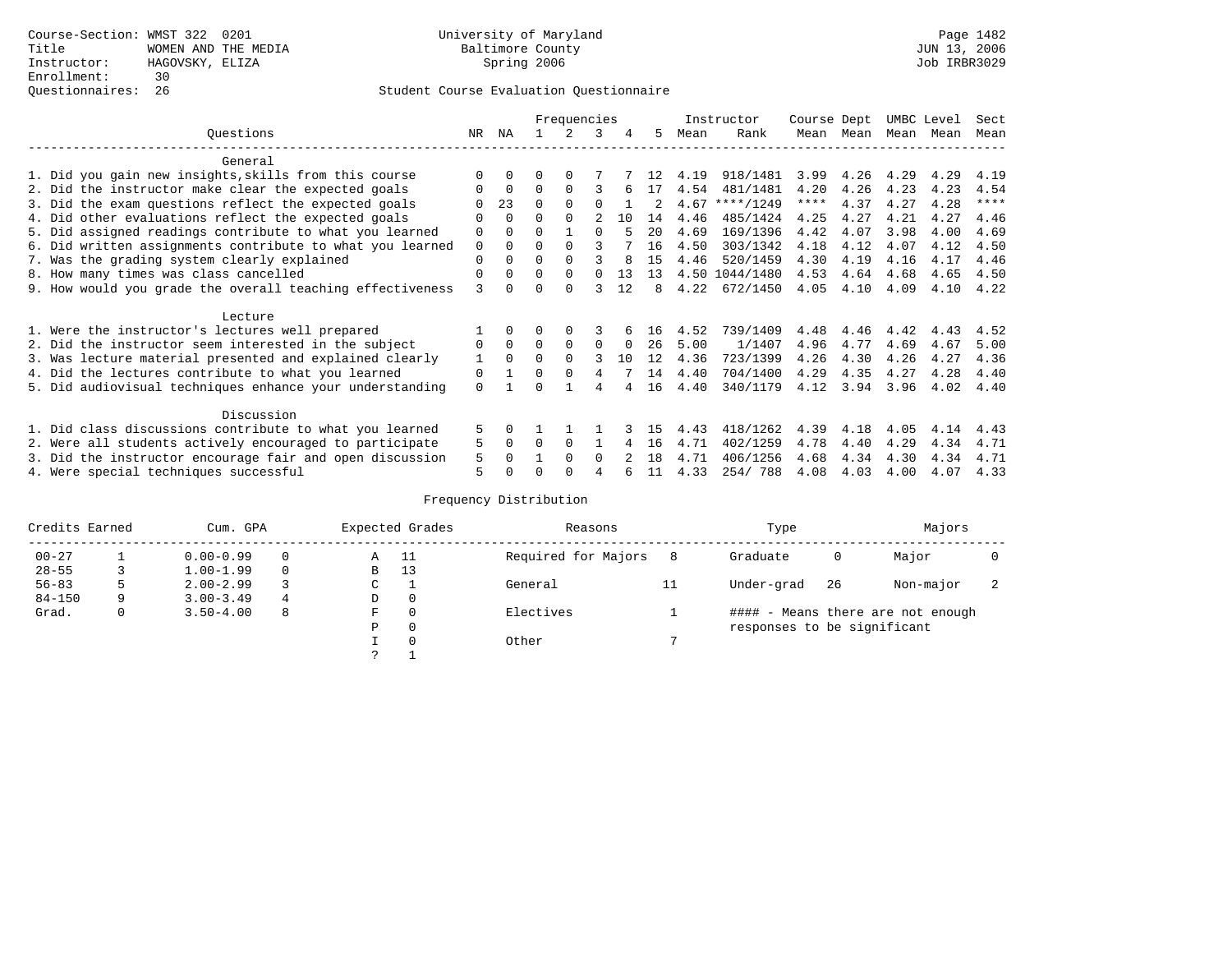Course-Section: WMST 322 0201
Title: WOMEN AND THE MEDIA
Instructor: HAGOVSKY, ELIZA
Enrollment: 30
Questionnaires: 26

University of Maryland
Baltimore County
Spring 2006

Page 1482
JUN 13, 2006
Job IRBR3029

Student Course Evaluation Questionnaire

| Questions | NR | NA | 1 | 2 | 3 | 4 | 5 | Instructor Mean | Instructor Rank | Course Mean | Dept Mean | UMBC Mean | Level Mean | Sect Mean |
|---|---|---|---|---|---|---|---|---|---|---|---|---|---|---|
| **General** | | | | | | | | | | | | | | |
| 1. Did you gain new insights,skills from this course | 0 | 0 | 0 | 0 | 7 | 7 | 12 | 4.19 | 918/1481 | 3.99 | 4.26 | 4.29 | 4.29 | 4.19 |
| 2. Did the instructor make clear the expected goals | 0 | 0 | 0 | 0 | 3 | 6 | 17 | 4.54 | 481/1481 | 4.20 | 4.26 | 4.23 | 4.23 | 4.54 |
| 3. Did the exam questions reflect the expected goals | 0 | 23 | 0 | 0 | 0 | 1 | 2 | 4.67 | ****/1249 | **** | 4.37 | 4.27 | 4.28 | **** |
| 4. Did other evaluations reflect the expected goals | 0 | 0 | 0 | 0 | 2 | 10 | 14 | 4.46 | 485/1424 | 4.25 | 4.27 | 4.21 | 4.27 | 4.46 |
| 5. Did assigned readings contribute to what you learned | 0 | 0 | 0 | 1 | 0 | 5 | 20 | 4.69 | 169/1396 | 4.42 | 4.07 | 3.98 | 4.00 | 4.69 |
| 6. Did written assignments contribute to what you learned | 0 | 0 | 0 | 0 | 3 | 7 | 16 | 4.50 | 303/1342 | 4.18 | 4.12 | 4.07 | 4.12 | 4.50 |
| 7. Was the grading system clearly explained | 0 | 0 | 0 | 0 | 3 | 8 | 15 | 4.46 | 520/1459 | 4.30 | 4.19 | 4.16 | 4.17 | 4.46 |
| 8. How many times was class cancelled | 0 | 0 | 0 | 0 | 0 | 13 | 13 | 4.50 | 1044/1480 | 4.53 | 4.64 | 4.68 | 4.65 | 4.50 |
| 9. How would you grade the overall teaching effectiveness | 3 | 0 | 0 | 0 | 3 | 12 | 8 | 4.22 | 672/1450 | 4.05 | 4.10 | 4.09 | 4.10 | 4.22 |
| **Lecture** | | | | | | | | | | | | | | |
| 1. Were the instructor's lectures well prepared | 1 | 0 | 0 | 0 | 3 | 6 | 16 | 4.52 | 739/1409 | 4.48 | 4.46 | 4.42 | 4.43 | 4.52 |
| 2. Did the instructor seem interested in the subject | 0 | 0 | 0 | 0 | 0 | 0 | 26 | 5.00 | 1/1407 | 4.96 | 4.77 | 4.69 | 4.67 | 5.00 |
| 3. Was lecture material presented and explained clearly | 1 | 0 | 0 | 0 | 3 | 10 | 12 | 4.36 | 723/1399 | 4.26 | 4.30 | 4.26 | 4.27 | 4.36 |
| 4. Did the lectures contribute to what you learned | 0 | 1 | 0 | 0 | 4 | 7 | 14 | 4.40 | 704/1400 | 4.29 | 4.35 | 4.27 | 4.28 | 4.40 |
| 5. Did audiovisual techniques enhance your understanding | 0 | 1 | 0 | 1 | 4 | 4 | 16 | 4.40 | 340/1179 | 4.12 | 3.94 | 3.96 | 4.02 | 4.40 |
| **Discussion** | | | | | | | | | | | | | | |
| 1. Did class discussions contribute to what you learned | 5 | 0 | 1 | 1 | 1 | 3 | 15 | 4.43 | 418/1262 | 4.39 | 4.18 | 4.05 | 4.14 | 4.43 |
| 2. Were all students actively encouraged to participate | 5 | 0 | 0 | 0 | 1 | 4 | 16 | 4.71 | 402/1259 | 4.78 | 4.40 | 4.29 | 4.34 | 4.71 |
| 3. Did the instructor encourage fair and open discussion | 5 | 0 | 1 | 0 | 0 | 2 | 18 | 4.71 | 406/1256 | 4.68 | 4.34 | 4.30 | 4.34 | 4.71 |
| 4. Were special techniques successful | 5 | 0 | 0 | 0 | 4 | 6 | 11 | 4.33 | 254/ 788 | 4.08 | 4.03 | 4.00 | 4.07 | 4.33 |

Frequency Distribution

| Credits Earned | | Cum. GPA | | Expected Grades | | Reasons | | Type | | Majors | |
|---|---|---|---|---|---|---|---|---|---|---|---|
| 00-27 | 1 | 0.00-0.99 | 0 | A | 11 | Required for Majors | 8 | Graduate | 0 | Major | 0 |
| 28-55 | 3 | 1.00-1.99 | 0 | B | 13 | | | | | | |
| 56-83 | 5 | 2.00-2.99 | 3 | C | 1 | General | 11 | Under-grad | 26 | Non-major | 2 |
| 84-150 | 9 | 3.00-3.49 | 4 | D | 0 | | | | | | |
| Grad. | 0 | 3.50-4.00 | 8 | F | 0 | Electives | 1 | #### - Means there are not enough responses to be significant | | | |
| | | | | P | 0 | | | | | | |
| | | | | I | 0 | Other | 7 | | | | |
| | | | | ? | 1 | | | | | | |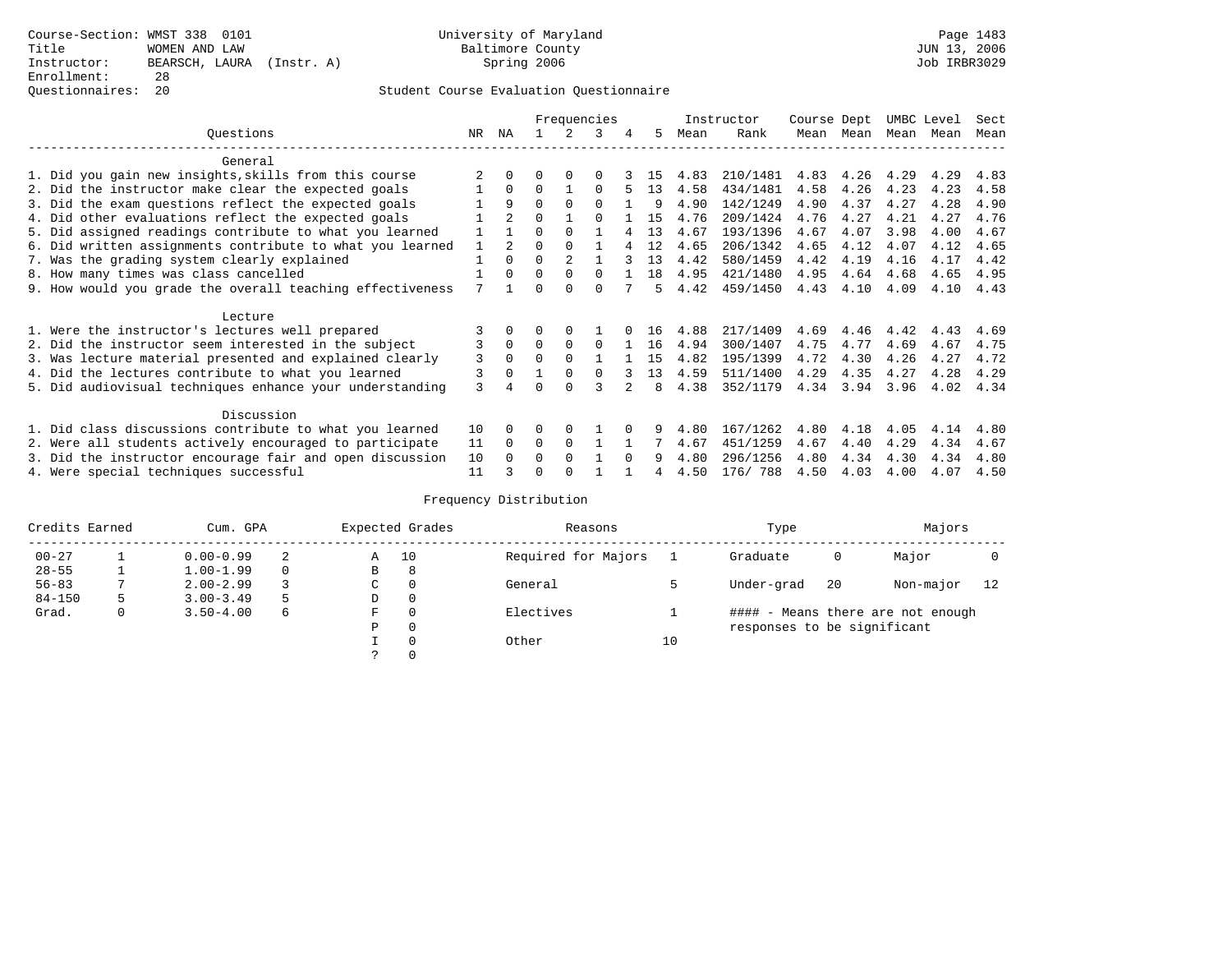Course-Section: WMST 338 0101
Title: WOMEN AND LAW
Instructor: BEARSCH, LAURA (Instr. A)
Enrollment: 28
Questionnaires: 20

University of Maryland
Baltimore County
Spring 2006

JUN 13, 2006
Job IRBR3029

Student Course Evaluation Questionnaire

| Questions | NR | NA | 1 | 2 | 3 | 4 | 5 | Instructor Mean | Instructor Rank | Course Mean | Dept Mean | UMBC Mean | Level Mean | Sect Mean |
|---|---|---|---|---|---|---|---|---|---|---|---|---|---|---|
| **General** | | | | | | | | | | | | | | |
| 1. Did you gain new insights,skills from this course | 2 | 0 | 0 | 0 | 0 | 3 | 15 | 4.83 | 210/1481 | 4.83 | 4.26 | 4.29 | 4.29 | 4.83 |
| 2. Did the instructor make clear the expected goals | 1 | 0 | 0 | 1 | 0 | 5 | 13 | 4.58 | 434/1481 | 4.58 | 4.26 | 4.23 | 4.23 | 4.58 |
| 3. Did the exam questions reflect the expected goals | 1 | 9 | 0 | 0 | 0 | 1 | 9 | 4.90 | 142/1249 | 4.90 | 4.37 | 4.27 | 4.28 | 4.90 |
| 4. Did other evaluations reflect the expected goals | 1 | 2 | 0 | 1 | 0 | 1 | 15 | 4.76 | 209/1424 | 4.76 | 4.27 | 4.21 | 4.27 | 4.76 |
| 5. Did assigned readings contribute to what you learned | 1 | 1 | 0 | 0 | 1 | 4 | 13 | 4.67 | 193/1396 | 4.67 | 4.07 | 3.98 | 4.00 | 4.67 |
| 6. Did written assignments contribute to what you learned | 1 | 2 | 0 | 0 | 1 | 4 | 12 | 4.65 | 206/1342 | 4.65 | 4.12 | 4.07 | 4.12 | 4.65 |
| 7. Was the grading system clearly explained | 1 | 0 | 0 | 2 | 1 | 3 | 13 | 4.42 | 580/1459 | 4.42 | 4.19 | 4.16 | 4.17 | 4.42 |
| 8. How many times was class cancelled | 1 | 0 | 0 | 0 | 0 | 1 | 18 | 4.95 | 421/1480 | 4.95 | 4.64 | 4.68 | 4.65 | 4.95 |
| 9. How would you grade the overall teaching effectiveness | 7 | 1 | 0 | 0 | 0 | 7 | 5 | 4.42 | 459/1450 | 4.43 | 4.10 | 4.09 | 4.10 | 4.43 |
| **Lecture** | | | | | | | | | | | | | | |
| 1. Were the instructor's lectures well prepared | 3 | 0 | 0 | 0 | 1 | 0 | 16 | 4.88 | 217/1409 | 4.69 | 4.46 | 4.42 | 4.43 | 4.69 |
| 2. Did the instructor seem interested in the subject | 3 | 0 | 0 | 0 | 0 | 1 | 16 | 4.94 | 300/1407 | 4.75 | 4.77 | 4.69 | 4.67 | 4.75 |
| 3. Was lecture material presented and explained clearly | 3 | 0 | 0 | 0 | 1 | 1 | 15 | 4.82 | 195/1399 | 4.72 | 4.30 | 4.26 | 4.27 | 4.72 |
| 4. Did the lectures contribute to what you learned | 3 | 0 | 1 | 0 | 0 | 3 | 13 | 4.59 | 511/1400 | 4.29 | 4.35 | 4.27 | 4.28 | 4.29 |
| 5. Did audiovisual techniques enhance your understanding | 3 | 4 | 0 | 0 | 3 | 2 | 8 | 4.38 | 352/1179 | 4.34 | 3.94 | 3.96 | 4.02 | 4.34 |
| **Discussion** | | | | | | | | | | | | | | |
| 1. Did class discussions contribute to what you learned | 10 | 0 | 0 | 0 | 1 | 0 | 9 | 4.80 | 167/1262 | 4.80 | 4.18 | 4.05 | 4.14 | 4.80 |
| 2. Were all students actively encouraged to participate | 11 | 0 | 0 | 0 | 1 | 1 | 7 | 4.67 | 451/1259 | 4.67 | 4.40 | 4.29 | 4.34 | 4.67 |
| 3. Did the instructor encourage fair and open discussion | 10 | 0 | 0 | 0 | 1 | 0 | 9 | 4.80 | 296/1256 | 4.80 | 4.34 | 4.30 | 4.34 | 4.80 |
| 4. Were special techniques successful | 11 | 3 | 0 | 0 | 1 | 1 | 4 | 4.50 | 176/ 788 | 4.50 | 4.03 | 4.00 | 4.07 | 4.50 |

Frequency Distribution

| Credits Earned | | Cum. GPA | | Expected Grades | | Reasons | | Type | | Majors | |
|---|---|---|---|---|---|---|---|---|---|---|---|
| 00-27 | 1 | 0.00-0.99 | 2 | A | 10 | Required for Majors | 1 | Graduate | 0 | Major | 0 |
| 28-55 | 1 | 1.00-1.99 | 0 | B | 8 | | | | | | |
| 56-83 | 7 | 2.00-2.99 | 3 | C | 0 | General | 5 | Under-grad | 20 | Non-major | 12 |
| 84-150 | 5 | 3.00-3.49 | 5 | D | 0 | | | | | | |
| Grad. | 0 | 3.50-4.00 | 6 | F | 0 | Electives | 1 | | | | |
| | | | | P | 0 | | | | | | |
| | | | | I | 0 | Other | 10 | | | | |
| | | | | ? | 0 | | | | | | |

#### - Means there are not enough responses to be significant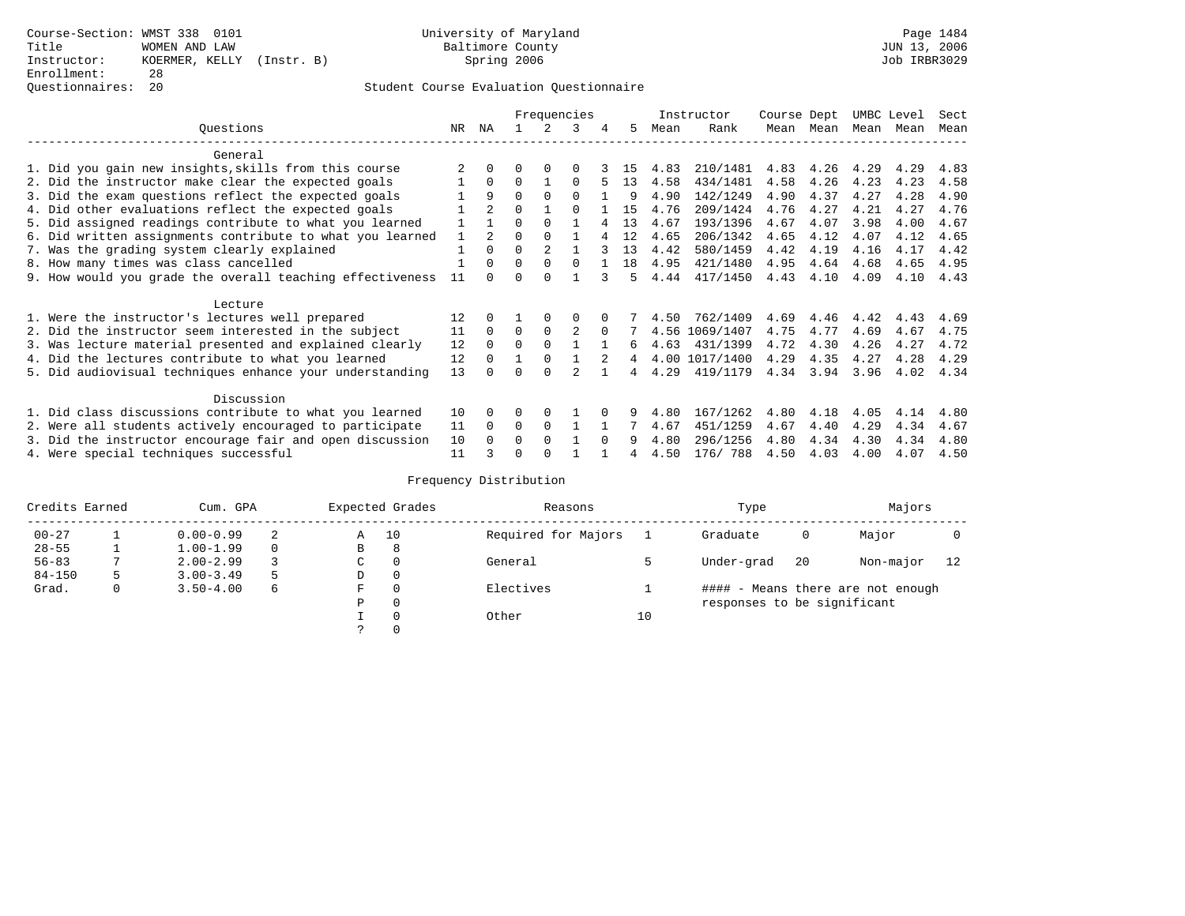Course-Section: WMST 338 0101
Title: WOMEN AND LAW
Instructor: KOERMER, KELLY (Instr. B)
Enrollment: 28
Questionnaires: 20

University of Maryland
Baltimore County
Spring 2006

Page 1484
JUN 13, 2006
Job IRBR3029

## Student Course Evaluation Questionnaire

| Questions | NR | NA | 1 | 2 | 3 | 4 | 5 | Instructor Mean | Rank | Course Mean | Dept Mean | UMBC Level Mean | Level Mean | Sect Mean |
|---|---|---|---|---|---|---|---|---|---|---|---|---|---|---|
| **General** | | | | | | | | | | | | | | |
| 1. Did you gain new insights,skills from this course | 2 | 0 | 0 | 0 | 0 | 3 | 15 | 4.83 | 210/1481 | 4.83 | 4.26 | 4.29 | 4.29 | 4.83 |
| 2. Did the instructor make clear the expected goals | 1 | 0 | 0 | 1 | 0 | 5 | 13 | 4.58 | 434/1481 | 4.58 | 4.26 | 4.23 | 4.23 | 4.58 |
| 3. Did the exam questions reflect the expected goals | 1 | 9 | 0 | 0 | 0 | 1 | 9 | 4.90 | 142/1249 | 4.90 | 4.37 | 4.27 | 4.28 | 4.90 |
| 4. Did other evaluations reflect the expected goals | 1 | 2 | 0 | 1 | 0 | 1 | 15 | 4.76 | 209/1424 | 4.76 | 4.27 | 4.21 | 4.27 | 4.76 |
| 5. Did assigned readings contribute to what you learned | 1 | 1 | 0 | 0 | 1 | 4 | 13 | 4.67 | 193/1396 | 4.67 | 4.07 | 3.98 | 4.00 | 4.67 |
| 6. Did written assignments contribute to what you learned | 1 | 2 | 0 | 0 | 1 | 4 | 12 | 4.65 | 206/1342 | 4.65 | 4.12 | 4.07 | 4.12 | 4.65 |
| 7. Was the grading system clearly explained | 1 | 0 | 0 | 2 | 1 | 3 | 13 | 4.42 | 580/1459 | 4.42 | 4.19 | 4.16 | 4.17 | 4.42 |
| 8. How many times was class cancelled | 1 | 0 | 0 | 0 | 0 | 1 | 18 | 4.95 | 421/1480 | 4.95 | 4.64 | 4.68 | 4.65 | 4.95 |
| 9. How would you grade the overall teaching effectiveness | 11 | 0 | 0 | 0 | 1 | 3 | 5 | 4.44 | 417/1450 | 4.43 | 4.10 | 4.09 | 4.10 | 4.43 |
| **Lecture** | | | | | | | | | | | | | | |
| 1. Were the instructor's lectures well prepared | 12 | 0 | 1 | 0 | 0 | 0 | 7 | 4.50 | 762/1409 | 4.69 | 4.46 | 4.42 | 4.43 | 4.69 |
| 2. Did the instructor seem interested in the subject | 11 | 0 | 0 | 0 | 2 | 0 | 7 | 4.56 | 1069/1407 | 4.75 | 4.77 | 4.69 | 4.67 | 4.75 |
| 3. Was lecture material presented and explained clearly | 12 | 0 | 0 | 0 | 1 | 1 | 6 | 4.63 | 431/1399 | 4.72 | 4.30 | 4.26 | 4.27 | 4.72 |
| 4. Did the lectures contribute to what you learned | 12 | 0 | 1 | 0 | 1 | 2 | 4 | 4.00 | 1017/1400 | 4.29 | 4.35 | 4.27 | 4.28 | 4.29 |
| 5. Did audiovisual techniques enhance your understanding | 13 | 0 | 0 | 0 | 2 | 1 | 4 | 4.29 | 419/1179 | 4.34 | 3.94 | 3.96 | 4.02 | 4.34 |
| **Discussion** | | | | | | | | | | | | | | |
| 1. Did class discussions contribute to what you learned | 10 | 0 | 0 | 0 | 1 | 0 | 9 | 4.80 | 167/1262 | 4.80 | 4.18 | 4.05 | 4.14 | 4.80 |
| 2. Were all students actively encouraged to participate | 11 | 0 | 0 | 0 | 1 | 1 | 7 | 4.67 | 451/1259 | 4.67 | 4.40 | 4.29 | 4.34 | 4.67 |
| 3. Did the instructor encourage fair and open discussion | 10 | 0 | 0 | 0 | 1 | 0 | 9 | 4.80 | 296/1256 | 4.80 | 4.34 | 4.30 | 4.34 | 4.80 |
| 4. Were special techniques successful | 11 | 3 | 0 | 0 | 1 | 1 | 4 | 4.50 | 176/ 788 | 4.50 | 4.03 | 4.00 | 4.07 | 4.50 |

### Frequency Distribution

| Credits Earned | | Cum. GPA | | Expected Grades | | Reasons | | Type | | Majors | |
|---|---|---|---|---|---|---|---|---|---|---|---|
| 00-27 | 1 | 0.00-0.99 | 2 | A | 10 | Required for Majors | 1 | Graduate | 0 | Major | 0 |
| 28-55 | 1 | 1.00-1.99 | 0 | B | 8 | | | | | | |
| 56-83 | 7 | 2.00-2.99 | 3 | C | 0 | General | 5 | Under-grad | 20 | Non-major | 12 |
| 84-150 | 5 | 3.00-3.49 | 5 | D | 0 | | | | | | |
| Grad. | 0 | 3.50-4.00 | 6 | F | 0 | Electives | 1 | | | | |
| | | | | P | 0 | | | | | | |
| | | | | I | 0 | Other | 10 | | | | |
| | | | | ? | 0 | | | | | | |

#### - Means there are not enough responses to be significant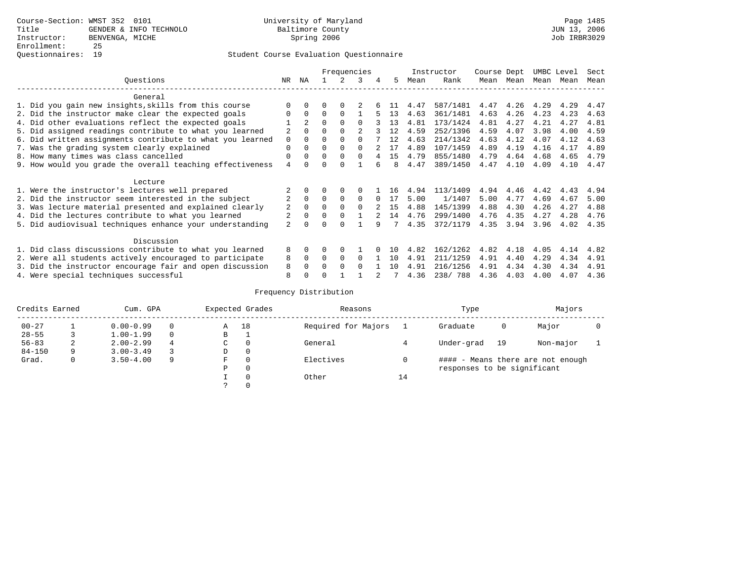Course-Section: WMST 352 0101
Title: GENDER & INFO TECHNOLO
Instructor: BENVENGA, MICHE
Enrollment: 25
Questionnaires: 19

University of Maryland
Baltimore County
Spring 2006

Student Course Evaluation Questionnaire

| Questions | NR | NA | 1 | 2 | 3 | 4 | 5 | Instructor Mean | Instructor Rank | Course Mean | Dept Mean | UMBC Mean | Level Mean | Sect Mean |
|---|---|---|---|---|---|---|---|---|---|---|---|---|---|---|
| **General** | | | | | | | | | | | | | | |
| 1. Did you gain new insights,skills from this course | 0 | 0 | 0 | 0 | 2 | 6 | 11 | 4.47 | 587/1481 | 4.47 | 4.26 | 4.29 | 4.29 | 4.47 |
| 2. Did the instructor make clear the expected goals | 0 | 0 | 0 | 0 | 1 | 5 | 13 | 4.63 | 361/1481 | 4.63 | 4.26 | 4.23 | 4.23 | 4.63 |
| 4. Did other evaluations reflect the expected goals | 1 | 2 | 0 | 0 | 0 | 3 | 13 | 4.81 | 173/1424 | 4.81 | 4.27 | 4.21 | 4.27 | 4.81 |
| 5. Did assigned readings contribute to what you learned | 2 | 0 | 0 | 0 | 2 | 3 | 12 | 4.59 | 252/1396 | 4.59 | 4.07 | 3.98 | 4.00 | 4.59 |
| 6. Did written assignments contribute to what you learned | 0 | 0 | 0 | 0 | 0 | 7 | 12 | 4.63 | 214/1342 | 4.63 | 4.12 | 4.07 | 4.12 | 4.63 |
| 7. Was the grading system clearly explained | 0 | 0 | 0 | 0 | 0 | 2 | 17 | 4.89 | 107/1459 | 4.89 | 4.19 | 4.16 | 4.17 | 4.89 |
| 8. How many times was class cancelled | 0 | 0 | 0 | 0 | 0 | 4 | 15 | 4.79 | 855/1480 | 4.79 | 4.64 | 4.68 | 4.65 | 4.79 |
| 9. How would you grade the overall teaching effectiveness | 4 | 0 | 0 | 0 | 1 | 6 | 8 | 4.47 | 389/1450 | 4.47 | 4.10 | 4.09 | 4.10 | 4.47 |
| **Lecture** | | | | | | | | | | | | | | |
| 1. Were the instructor's lectures well prepared | 2 | 0 | 0 | 0 | 0 | 1 | 16 | 4.94 | 113/1409 | 4.94 | 4.46 | 4.42 | 4.43 | 4.94 |
| 2. Did the instructor seem interested in the subject | 2 | 0 | 0 | 0 | 0 | 0 | 17 | 5.00 | 1/1407 | 5.00 | 4.77 | 4.69 | 4.67 | 5.00 |
| 3. Was lecture material presented and explained clearly | 2 | 0 | 0 | 0 | 0 | 2 | 15 | 4.88 | 145/1399 | 4.88 | 4.30 | 4.26 | 4.27 | 4.88 |
| 4. Did the lectures contribute to what you learned | 2 | 0 | 0 | 0 | 1 | 2 | 14 | 4.76 | 299/1400 | 4.76 | 4.35 | 4.27 | 4.28 | 4.76 |
| 5. Did audiovisual techniques enhance your understanding | 2 | 0 | 0 | 0 | 1 | 9 | 7 | 4.35 | 372/1179 | 4.35 | 3.94 | 3.96 | 4.02 | 4.35 |
| **Discussion** | | | | | | | | | | | | | | |
| 1. Did class discussions contribute to what you learned | 8 | 0 | 0 | 0 | 1 | 0 | 10 | 4.82 | 162/1262 | 4.82 | 4.18 | 4.05 | 4.14 | 4.82 |
| 2. Were all students actively encouraged to participate | 8 | 0 | 0 | 0 | 0 | 1 | 10 | 4.91 | 211/1259 | 4.91 | 4.40 | 4.29 | 4.34 | 4.91 |
| 3. Did the instructor encourage fair and open discussion | 8 | 0 | 0 | 0 | 0 | 1 | 10 | 4.91 | 216/1256 | 4.91 | 4.34 | 4.30 | 4.34 | 4.91 |
| 4. Were special techniques successful | 8 | 0 | 0 | 1 | 1 | 2 | 7 | 4.36 | 238/ 788 | 4.36 | 4.03 | 4.00 | 4.07 | 4.36 |

Frequency Distribution

| Credits Earned | | Cum. GPA | | Expected Grades | | Reasons | | Type | | Majors | |
|---|---|---|---|---|---|---|---|---|---|---|---|
| 00-27 | 1 | 0.00-0.99 | 0 | A | 18 | Required for Majors | 1 | Graduate | 0 | Major | 0 |
| 28-55 | 3 | 1.00-1.99 | 0 | B | 1 | | | | | | |
| 56-83 | 2 | 2.00-2.99 | 4 | C | 0 | General | 4 | Under-grad | 19 | Non-major | 1 |
| 84-150 | 9 | 3.00-3.49 | 3 | D | 0 | | | | | | |
| Grad. | 0 | 3.50-4.00 | 9 | F | 0 | Electives | 0 | #### - Means there are not enough responses to be significant | | | |
| | | | | P | 0 | | | | | | |
| | | | | I | 0 | Other | 14 | | | | |
| | | | | ? | 0 | | | | | | |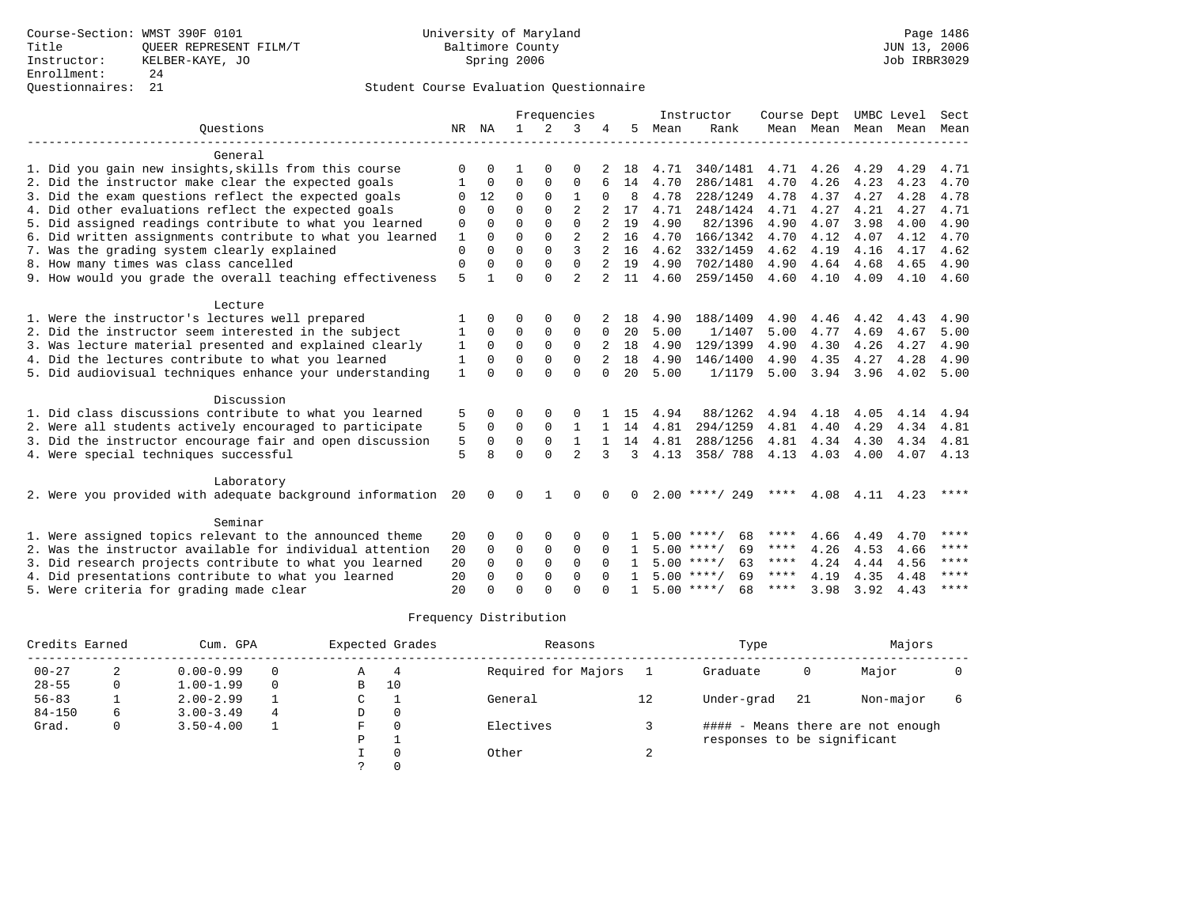Course-Section: WMST 390F 0101
Title: QUEER REPRESENT FILM/T
Instructor: KELBER-KAYE, JO
Enrollment: 24
Questionnaires: 21

University of Maryland
Baltimore County
Spring 2006

JUN 13, 2006
Job IRBR3029

Student Course Evaluation Questionnaire

| Questions | NR | NA | 1 | 2 | 3 | 4 | 5 | Instructor Mean | Instructor Rank | Course Mean | Dept Mean | UMBC Mean | Level Mean | Sect Mean |
|---|---|---|---|---|---|---|---|---|---|---|---|---|---|---|
| **General** | | | | | | | | | | | | | | |
| 1. Did you gain new insights,skills from this course | 0 | 0 | 1 | 0 | 0 | 2 | 18 | 4.71 | 340/1481 | 4.71 | 4.26 | 4.29 | 4.29 | 4.71 |
| 2. Did the instructor make clear the expected goals | 1 | 0 | 0 | 0 | 0 | 6 | 14 | 4.70 | 286/1481 | 4.70 | 4.26 | 4.23 | 4.23 | 4.70 |
| 3. Did the exam questions reflect the expected goals | 0 | 12 | 0 | 0 | 1 | 0 | 8 | 4.78 | 228/1249 | 4.78 | 4.37 | 4.27 | 4.28 | 4.78 |
| 4. Did other evaluations reflect the expected goals | 0 | 0 | 0 | 0 | 2 | 2 | 17 | 4.71 | 248/1424 | 4.71 | 4.27 | 4.21 | 4.27 | 4.71 |
| 5. Did assigned readings contribute to what you learned | 0 | 0 | 0 | 0 | 0 | 2 | 19 | 4.90 | 82/1396 | 4.90 | 4.07 | 3.98 | 4.00 | 4.90 |
| 6. Did written assignments contribute to what you learned | 1 | 0 | 0 | 0 | 2 | 2 | 16 | 4.70 | 166/1342 | 4.70 | 4.12 | 4.07 | 4.12 | 4.70 |
| 7. Was the grading system clearly explained | 0 | 0 | 0 | 0 | 3 | 2 | 16 | 4.62 | 332/1459 | 4.62 | 4.19 | 4.16 | 4.17 | 4.62 |
| 8. How many times was class cancelled | 0 | 0 | 0 | 0 | 0 | 2 | 19 | 4.90 | 702/1480 | 4.90 | 4.64 | 4.68 | 4.65 | 4.90 |
| 9. How would you grade the overall teaching effectiveness | 5 | 1 | 0 | 0 | 2 | 2 | 11 | 4.60 | 259/1450 | 4.60 | 4.10 | 4.09 | 4.10 | 4.60 |
| **Lecture** | | | | | | | | | | | | | | |
| 1. Were the instructor's lectures well prepared | 1 | 0 | 0 | 0 | 0 | 2 | 18 | 4.90 | 188/1409 | 4.90 | 4.46 | 4.42 | 4.43 | 4.90 |
| 2. Did the instructor seem interested in the subject | 1 | 0 | 0 | 0 | 0 | 0 | 20 | 5.00 | 1/1407 | 5.00 | 4.77 | 4.69 | 4.67 | 5.00 |
| 3. Was lecture material presented and explained clearly | 1 | 0 | 0 | 0 | 0 | 2 | 18 | 4.90 | 129/1399 | 4.90 | 4.30 | 4.26 | 4.27 | 4.90 |
| 4. Did the lectures contribute to what you learned | 1 | 0 | 0 | 0 | 0 | 2 | 18 | 4.90 | 146/1400 | 4.90 | 4.35 | 4.27 | 4.28 | 4.90 |
| 5. Did audiovisual techniques enhance your understanding | 1 | 0 | 0 | 0 | 0 | 0 | 20 | 5.00 | 1/1179 | 5.00 | 3.94 | 3.96 | 4.02 | 5.00 |
| **Discussion** | | | | | | | | | | | | | | |
| 1. Did class discussions contribute to what you learned | 5 | 0 | 0 | 0 | 0 | 1 | 15 | 4.94 | 88/1262 | 4.94 | 4.18 | 4.05 | 4.14 | 4.94 |
| 2. Were all students actively encouraged to participate | 5 | 0 | 0 | 0 | 1 | 1 | 14 | 4.81 | 294/1259 | 4.81 | 4.40 | 4.29 | 4.34 | 4.81 |
| 3. Did the instructor encourage fair and open discussion | 5 | 0 | 0 | 0 | 1 | 1 | 14 | 4.81 | 288/1256 | 4.81 | 4.34 | 4.30 | 4.34 | 4.81 |
| 4. Were special techniques successful | 5 | 8 | 0 | 0 | 2 | 3 | 3 | 4.13 | 358/ 788 | 4.13 | 4.03 | 4.00 | 4.07 | 4.13 |
| **Laboratory** | | | | | | | | | | | | | | |
| 2. Were you provided with adequate background information | 20 | 0 | 0 | 1 | 0 | 0 | 0 | 2.00 | ****/ 249 | **** | 4.08 | 4.11 | 4.23 | **** |
| **Seminar** | | | | | | | | | | | | | | |
| 1. Were assigned topics relevant to the announced theme | 20 | 0 | 0 | 0 | 0 | 0 | 1 | 5.00 | ****/ 68 | **** | 4.66 | 4.49 | 4.70 | **** |
| 2. Was the instructor available for individual attention | 20 | 0 | 0 | 0 | 0 | 0 | 1 | 5.00 | ****/ 69 | **** | 4.26 | 4.53 | 4.66 | **** |
| 3. Did research projects contribute to what you learned | 20 | 0 | 0 | 0 | 0 | 0 | 1 | 5.00 | ****/ 63 | **** | 4.24 | 4.44 | 4.56 | **** |
| 4. Did presentations contribute to what you learned | 20 | 0 | 0 | 0 | 0 | 0 | 1 | 5.00 | ****/ 69 | **** | 4.19 | 4.35 | 4.48 | **** |
| 5. Were criteria for grading made clear | 20 | 0 | 0 | 0 | 0 | 0 | 1 | 5.00 | ****/ 68 | **** | 3.98 | 3.92 | 4.43 | **** |

Frequency Distribution

| Credits Earned | | Cum. GPA | | Expected Grades | | Reasons | | Type | | Majors | |
|---|---|---|---|---|---|---|---|---|---|---|---|
| 00-27 | 2 | 0.00-0.99 | 0 | A | 4 | Required for Majors | 1 | Graduate | 0 | Major | 0 |
| 28-55 | 0 | 1.00-1.99 | 0 | B | 10 | | | | | | |
| 56-83 | 1 | 2.00-2.99 | 1 | C | 1 | General | 12 | Under-grad | 21 | Non-major | 6 |
| 84-150 | 6 | 3.00-3.49 | 4 | D | 0 | | | | | | |
| Grad. | 0 | 3.50-4.00 | 1 | F | 0 | Electives | 3 | #### - Means there are not enough responses to be significant | | | |
| | | | | P | 1 | | | | | | |
| | | | | I | 0 | Other | 2 | | | | |
| | | | | ? | 0 | | | | | | |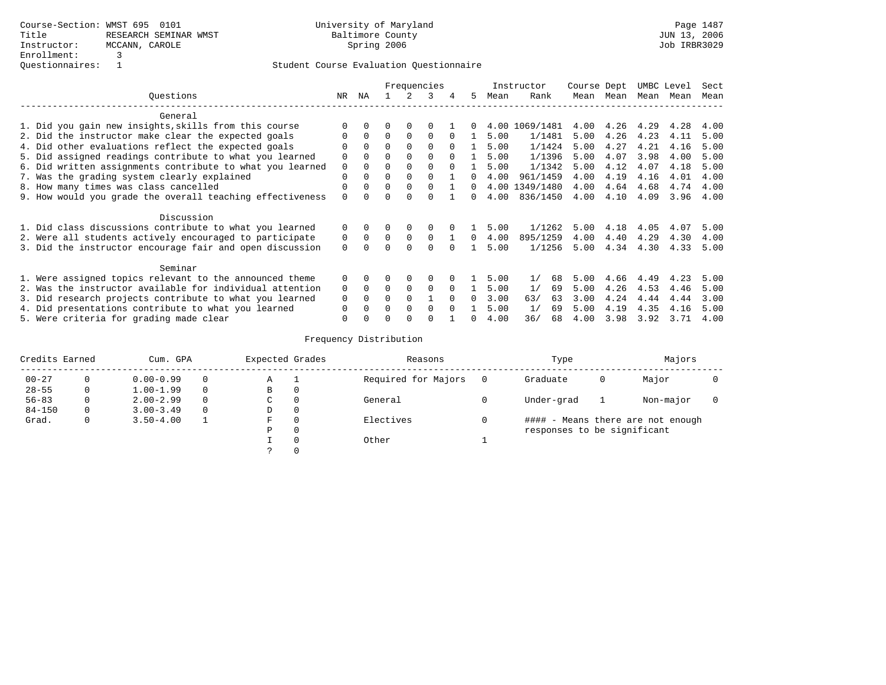Course-Section: WMST 695 0101
Title: RESEARCH SEMINAR WMST
Instructor: MCCANN, CAROLE
Enrollment: 3
Questionnaires: 1

University of Maryland
Baltimore County
Spring 2006

Page 1487
JUN 13, 2006
Job IRBR3029

Student Course Evaluation Questionnaire

| Questions | NR | NA | 1 | 2 | 3 | 4 | 5 | Instructor Mean | Instructor Rank | Course Mean | Dept Mean | UMBC Mean | Level Mean | Sect Mean |
|---|---|---|---|---|---|---|---|---|---|---|---|---|---|---|
| **General** | | | | | | | | | | | | | | |
| 1. Did you gain new insights,skills from this course | 0 | 0 | 0 | 0 | 0 | 1 | 0 | 4.00 | 1069/1481 | 4.00 | 4.26 | 4.29 | 4.28 | 4.00 |
| 2. Did the instructor make clear the expected goals | 0 | 0 | 0 | 0 | 0 | 0 | 1 | 5.00 | 1/1481 | 5.00 | 4.26 | 4.23 | 4.11 | 5.00 |
| 4. Did other evaluations reflect the expected goals | 0 | 0 | 0 | 0 | 0 | 0 | 1 | 5.00 | 1/1424 | 5.00 | 4.27 | 4.21 | 4.16 | 5.00 |
| 5. Did assigned readings contribute to what you learned | 0 | 0 | 0 | 0 | 0 | 0 | 1 | 5.00 | 1/1396 | 5.00 | 4.07 | 3.98 | 4.00 | 5.00 |
| 6. Did written assignments contribute to what you learned | 0 | 0 | 0 | 0 | 0 | 0 | 1 | 5.00 | 1/1342 | 5.00 | 4.12 | 4.07 | 4.18 | 5.00 |
| 7. Was the grading system clearly explained | 0 | 0 | 0 | 0 | 0 | 1 | 0 | 4.00 | 961/1459 | 4.00 | 4.19 | 4.16 | 4.01 | 4.00 |
| 8. How many times was class cancelled | 0 | 0 | 0 | 0 | 0 | 1 | 0 | 4.00 | 1349/1480 | 4.00 | 4.64 | 4.68 | 4.74 | 4.00 |
| 9. How would you grade the overall teaching effectiveness | 0 | 0 | 0 | 0 | 0 | 1 | 0 | 4.00 | 836/1450 | 4.00 | 4.10 | 4.09 | 3.96 | 4.00 |
| **Discussion** | | | | | | | | | | | | | | |
| 1. Did class discussions contribute to what you learned | 0 | 0 | 0 | 0 | 0 | 0 | 1 | 5.00 | 1/1262 | 5.00 | 4.18 | 4.05 | 4.07 | 5.00 |
| 2. Were all students actively encouraged to participate | 0 | 0 | 0 | 0 | 0 | 1 | 0 | 4.00 | 895/1259 | 4.00 | 4.40 | 4.29 | 4.30 | 4.00 |
| 3. Did the instructor encourage fair and open discussion | 0 | 0 | 0 | 0 | 0 | 0 | 1 | 5.00 | 1/1256 | 5.00 | 4.34 | 4.30 | 4.33 | 5.00 |
| **Seminar** | | | | | | | | | | | | | | |
| 1. Were assigned topics relevant to the announced theme | 0 | 0 | 0 | 0 | 0 | 0 | 1 | 5.00 | 1/ 68 | 5.00 | 4.66 | 4.49 | 4.23 | 5.00 |
| 2. Was the instructor available for individual attention | 0 | 0 | 0 | 0 | 0 | 0 | 1 | 5.00 | 1/ 69 | 5.00 | 4.26 | 4.53 | 4.46 | 5.00 |
| 3. Did research projects contribute to what you learned | 0 | 0 | 0 | 0 | 1 | 0 | 0 | 3.00 | 63/ 63 | 3.00 | 4.24 | 4.44 | 4.44 | 3.00 |
| 4. Did presentations contribute to what you learned | 0 | 0 | 0 | 0 | 0 | 0 | 1 | 5.00 | 1/ 69 | 5.00 | 4.19 | 4.35 | 4.16 | 5.00 |
| 5. Were criteria for grading made clear | 0 | 0 | 0 | 0 | 0 | 1 | 0 | 4.00 | 36/ 68 | 4.00 | 3.98 | 3.92 | 3.71 | 4.00 |

Frequency Distribution

| Credits Earned | | Cum. GPA | | Expected Grades | | Reasons | | Type | | Majors | |
|---|---|---|---|---|---|---|---|---|---|---|---|
| 00-27 | 0 | 0.00-0.99 | 0 | A | 1 | Required for Majors | 0 | Graduate | 0 | Major | 0 |
| 28-55 | 0 | 1.00-1.99 | 0 | B | 0 | | | | | | |
| 56-83 | 0 | 2.00-2.99 | 0 | C | 0 | General | 0 | Under-grad | 1 | Non-major | 0 |
| 84-150 | 0 | 3.00-3.49 | 0 | D | 0 | | | | | | |
| Grad. | 0 | 3.50-4.00 | 1 | F | 0 | Electives | 0 | | | | |
| | | | | P | 0 | | | | | | |
| | | | | I | 0 | Other | 1 | | | | |
| | | | | ? | 0 | | | | | | |

#### - Means there are not enough responses to be significant